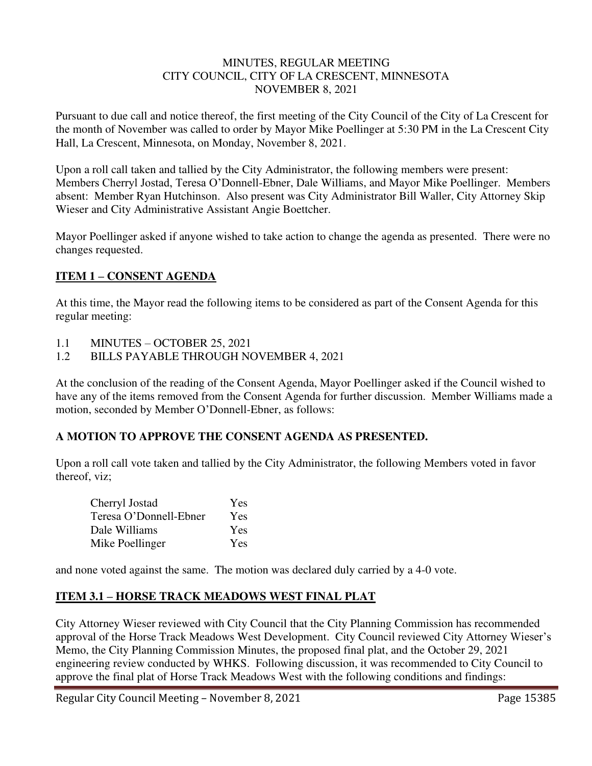MINUTES, REGULAR MEETING
CITY COUNCIL, CITY OF LA CRESCENT, MINNESOTA
NOVEMBER 8, 2021

Pursuant to due call and notice thereof, the first meeting of the City Council of the City of La Crescent for the month of November was called to order by Mayor Mike Poellinger at 5:30 PM in the La Crescent City Hall, La Crescent, Minnesota, on Monday, November 8, 2021.

Upon a roll call taken and tallied by the City Administrator, the following members were present: Members Cherryl Jostad, Teresa O'Donnell-Ebner, Dale Williams, and Mayor Mike Poellinger. Members absent: Member Ryan Hutchinson. Also present was City Administrator Bill Waller, City Attorney Skip Wieser and City Administrative Assistant Angie Boettcher.

Mayor Poellinger asked if anyone wished to take action to change the agenda as presented. There were no changes requested.

## ITEM 1 – CONSENT AGENDA

At this time, the Mayor read the following items to be considered as part of the Consent Agenda for this regular meeting:

1.1 MINUTES – OCTOBER 25, 2021
1.2 BILLS PAYABLE THROUGH NOVEMBER 4, 2021

At the conclusion of the reading of the Consent Agenda, Mayor Poellinger asked if the Council wished to have any of the items removed from the Consent Agenda for further discussion. Member Williams made a motion, seconded by Member O'Donnell-Ebner, as follows:

**A MOTION TO APPROVE THE CONSENT AGENDA AS PRESENTED.**

Upon a roll call vote taken and tallied by the City Administrator, the following Members voted in favor thereof, viz;

| | |
|---|---|
| Cherryl Jostad | Yes |
| Teresa O'Donnell-Ebner | Yes |
| Dale Williams | Yes |
| Mike Poellinger | Yes |

and none voted against the same. The motion was declared duly carried by a 4-0 vote.

## ITEM 3.1 – HORSE TRACK MEADOWS WEST FINAL PLAT

City Attorney Wieser reviewed with City Council that the City Planning Commission has recommended approval of the Horse Track Meadows West Development. City Council reviewed City Attorney Wieser's Memo, the City Planning Commission Minutes, the proposed final plat, and the October 29, 2021 engineering review conducted by WHKS. Following discussion, it was recommended to City Council to approve the final plat of Horse Track Meadows West with the following conditions and findings: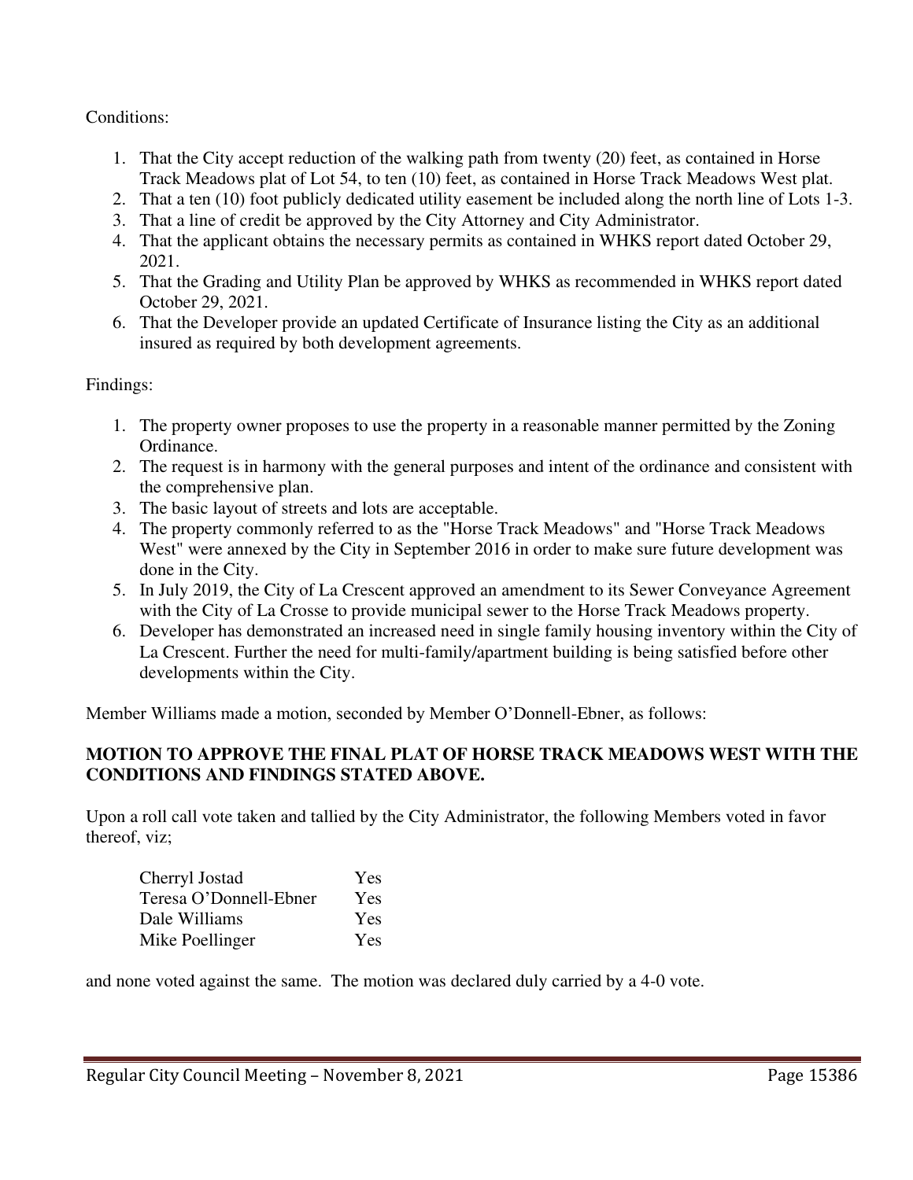Conditions:

1. That the City accept reduction of the walking path from twenty (20) feet, as contained in Horse Track Meadows plat of Lot 54, to ten (10) feet, as contained in Horse Track Meadows West plat.
2. That a ten (10) foot publicly dedicated utility easement be included along the north line of Lots 1-3.
3. That a line of credit be approved by the City Attorney and City Administrator.
4. That the applicant obtains the necessary permits as contained in WHKS report dated October 29, 2021.
5. That the Grading and Utility Plan be approved by WHKS as recommended in WHKS report dated October 29, 2021.
6. That the Developer provide an updated Certificate of Insurance listing the City as an additional insured as required by both development agreements.

Findings:

1. The property owner proposes to use the property in a reasonable manner permitted by the Zoning Ordinance.
2. The request is in harmony with the general purposes and intent of the ordinance and consistent with the comprehensive plan.
3. The basic layout of streets and lots are acceptable.
4. The property commonly referred to as the "Horse Track Meadows" and "Horse Track Meadows West" were annexed by the City in September 2016 in order to make sure future development was done in the City.
5. In July 2019, the City of La Crescent approved an amendment to its Sewer Conveyance Agreement with the City of La Crosse to provide municipal sewer to the Horse Track Meadows property.
6. Developer has demonstrated an increased need in single family housing inventory within the City of La Crescent. Further the need for multi-family/apartment building is being satisfied before other developments within the City.

Member Williams made a motion, seconded by Member O'Donnell-Ebner, as follows:

**MOTION TO APPROVE THE FINAL PLAT OF HORSE TRACK MEADOWS WEST WITH THE CONDITIONS AND FINDINGS STATED ABOVE.**

Upon a roll call vote taken and tallied by the City Administrator, the following Members voted in favor thereof, viz;

| | |
|---|---|
| Cherryl Jostad | Yes |
| Teresa O'Donnell-Ebner | Yes |
| Dale Williams | Yes |
| Mike Poellinger | Yes |

and none voted against the same. The motion was declared duly carried by a 4-0 vote.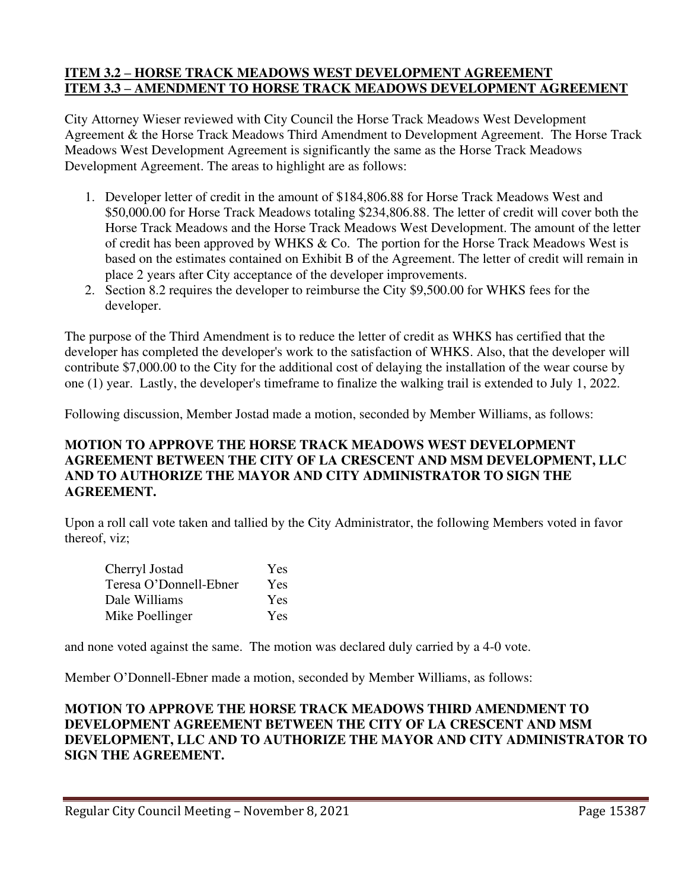**ITEM 3.2 – HORSE TRACK MEADOWS WEST DEVELOPMENT AGREEMENT**
**ITEM 3.3 – AMENDMENT TO HORSE TRACK MEADOWS DEVELOPMENT AGREEMENT**

City Attorney Wieser reviewed with City Council the Horse Track Meadows West Development Agreement & the Horse Track Meadows Third Amendment to Development Agreement. The Horse Track Meadows West Development Agreement is significantly the same as the Horse Track Meadows Development Agreement. The areas to highlight are as follows:

1. Developer letter of credit in the amount of $184,806.88 for Horse Track Meadows West and $50,000.00 for Horse Track Meadows totaling $234,806.88. The letter of credit will cover both the Horse Track Meadows and the Horse Track Meadows West Development. The amount of the letter of credit has been approved by WHKS & Co. The portion for the Horse Track Meadows West is based on the estimates contained on Exhibit B of the Agreement. The letter of credit will remain in place 2 years after City acceptance of the developer improvements.
2. Section 8.2 requires the developer to reimburse the City $9,500.00 for WHKS fees for the developer.

The purpose of the Third Amendment is to reduce the letter of credit as WHKS has certified that the developer has completed the developer's work to the satisfaction of WHKS. Also, that the developer will contribute $7,000.00 to the City for the additional cost of delaying the installation of the wear course by one (1) year. Lastly, the developer's timeframe to finalize the walking trail is extended to July 1, 2022.

Following discussion, Member Jostad made a motion, seconded by Member Williams, as follows:

**MOTION TO APPROVE THE HORSE TRACK MEADOWS WEST DEVELOPMENT AGREEMENT BETWEEN THE CITY OF LA CRESCENT AND MSM DEVELOPMENT, LLC AND TO AUTHORIZE THE MAYOR AND CITY ADMINISTRATOR TO SIGN THE AGREEMENT.**

Upon a roll call vote taken and tallied by the City Administrator, the following Members voted in favor thereof, viz;

| | |
|---|---|
| Cherryl Jostad | Yes |
| Teresa O'Donnell-Ebner | Yes |
| Dale Williams | Yes |
| Mike Poellinger | Yes |

and none voted against the same. The motion was declared duly carried by a 4-0 vote.

Member O'Donnell-Ebner made a motion, seconded by Member Williams, as follows:

**MOTION TO APPROVE THE HORSE TRACK MEADOWS THIRD AMENDMENT TO DEVELOPMENT AGREEMENT BETWEEN THE CITY OF LA CRESCENT AND MSM DEVELOPMENT, LLC AND TO AUTHORIZE THE MAYOR AND CITY ADMINISTRATOR TO SIGN THE AGREEMENT.**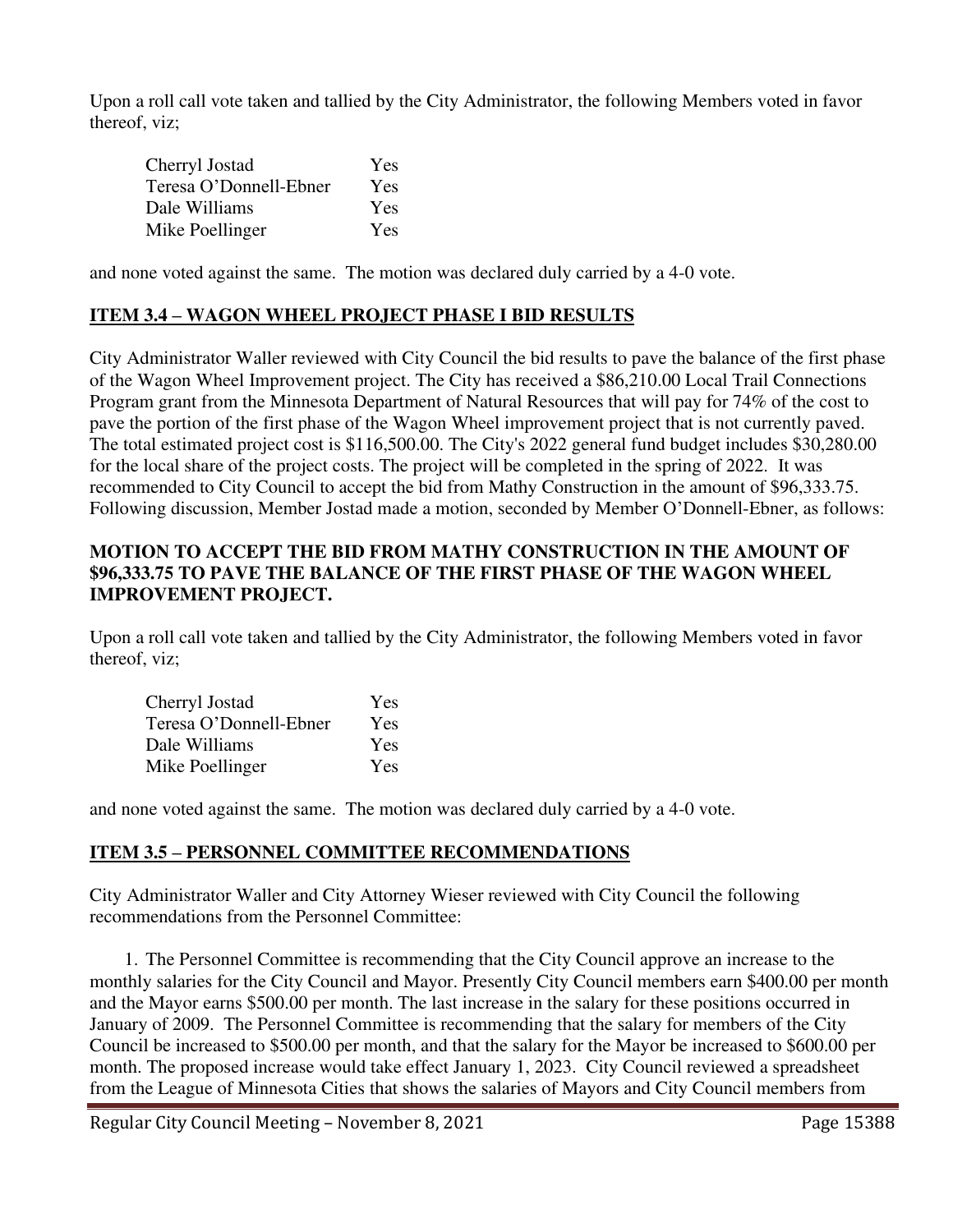Upon a roll call vote taken and tallied by the City Administrator, the following Members voted in favor thereof, viz;

| | |
|---|---|
| Cherryl Jostad | Yes |
| Teresa O'Donnell-Ebner | Yes |
| Dale Williams | Yes |
| Mike Poellinger | Yes |

and none voted against the same. The motion was declared duly carried by a 4-0 vote.

## ITEM 3.4 – WAGON WHEEL PROJECT PHASE I BID RESULTS

City Administrator Waller reviewed with City Council the bid results to pave the balance of the first phase of the Wagon Wheel Improvement project. The City has received a $86,210.00 Local Trail Connections Program grant from the Minnesota Department of Natural Resources that will pay for 74% of the cost to pave the portion of the first phase of the Wagon Wheel improvement project that is not currently paved. The total estimated project cost is $116,500.00. The City's 2022 general fund budget includes $30,280.00 for the local share of the project costs. The project will be completed in the spring of 2022. It was recommended to City Council to accept the bid from Mathy Construction in the amount of $96,333.75. Following discussion, Member Jostad made a motion, seconded by Member O'Donnell-Ebner, as follows:

**MOTION TO ACCEPT THE BID FROM MATHY CONSTRUCTION IN THE AMOUNT OF $96,333.75 TO PAVE THE BALANCE OF THE FIRST PHASE OF THE WAGON WHEEL IMPROVEMENT PROJECT.**

Upon a roll call vote taken and tallied by the City Administrator, the following Members voted in favor thereof, viz;

| | |
|---|---|
| Cherryl Jostad | Yes |
| Teresa O'Donnell-Ebner | Yes |
| Dale Williams | Yes |
| Mike Poellinger | Yes |

and none voted against the same. The motion was declared duly carried by a 4-0 vote.

## ITEM 3.5 – PERSONNEL COMMITTEE RECOMMENDATIONS

City Administrator Waller and City Attorney Wieser reviewed with City Council the following recommendations from the Personnel Committee:

1. The Personnel Committee is recommending that the City Council approve an increase to the monthly salaries for the City Council and Mayor. Presently City Council members earn $400.00 per month and the Mayor earns $500.00 per month. The last increase in the salary for these positions occurred in January of 2009. The Personnel Committee is recommending that the salary for members of the City Council be increased to $500.00 per month, and that the salary for the Mayor be increased to $600.00 per month. The proposed increase would take effect January 1, 2023. City Council reviewed a spreadsheet from the League of Minnesota Cities that shows the salaries of Mayors and City Council members from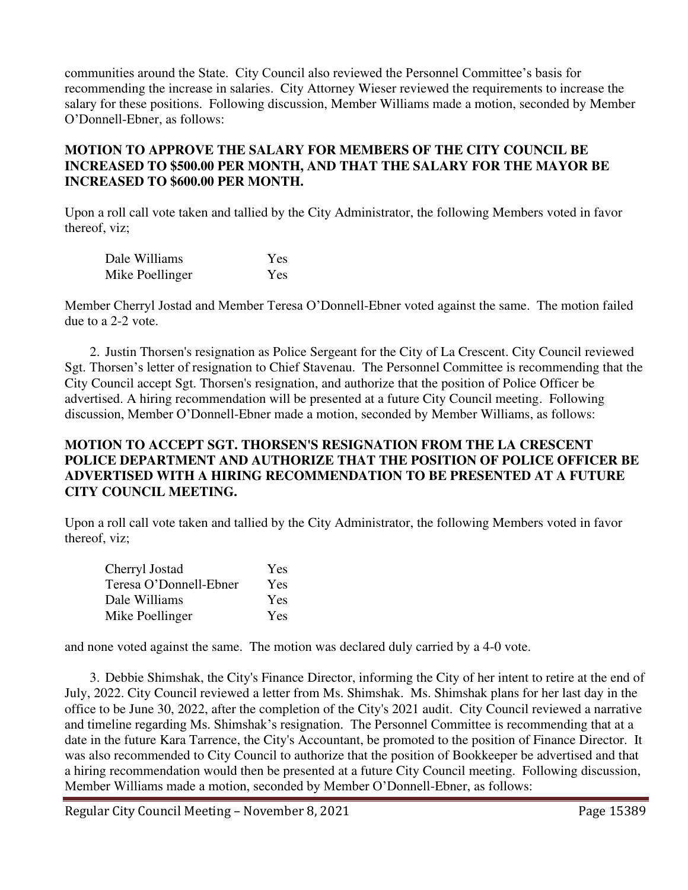communities around the State. City Council also reviewed the Personnel Committee's basis for recommending the increase in salaries. City Attorney Wieser reviewed the requirements to increase the salary for these positions. Following discussion, Member Williams made a motion, seconded by Member O'Donnell-Ebner, as follows:

**MOTION TO APPROVE THE SALARY FOR MEMBERS OF THE CITY COUNCIL BE INCREASED TO $500.00 PER MONTH, AND THAT THE SALARY FOR THE MAYOR BE INCREASED TO $600.00 PER MONTH.**

Upon a roll call vote taken and tallied by the City Administrator, the following Members voted in favor thereof, viz;

| | |
|---|---|
| Dale Williams | Yes |
| Mike Poellinger | Yes |

Member Cherryl Jostad and Member Teresa O'Donnell-Ebner voted against the same. The motion failed due to a 2-2 vote.

2. Justin Thorsen's resignation as Police Sergeant for the City of La Crescent. City Council reviewed Sgt. Thorsen's letter of resignation to Chief Stavenau. The Personnel Committee is recommending that the City Council accept Sgt. Thorsen's resignation, and authorize that the position of Police Officer be advertised. A hiring recommendation will be presented at a future City Council meeting. Following discussion, Member O'Donnell-Ebner made a motion, seconded by Member Williams, as follows:

**MOTION TO ACCEPT SGT. THORSEN'S RESIGNATION FROM THE LA CRESCENT POLICE DEPARTMENT AND AUTHORIZE THAT THE POSITION OF POLICE OFFICER BE ADVERTISED WITH A HIRING RECOMMENDATION TO BE PRESENTED AT A FUTURE CITY COUNCIL MEETING.**

Upon a roll call vote taken and tallied by the City Administrator, the following Members voted in favor thereof, viz;

| | |
|---|---|
| Cherryl Jostad | Yes |
| Teresa O'Donnell-Ebner | Yes |
| Dale Williams | Yes |
| Mike Poellinger | Yes |

and none voted against the same. The motion was declared duly carried by a 4-0 vote.

3. Debbie Shimshak, the City's Finance Director, informing the City of her intent to retire at the end of July, 2022. City Council reviewed a letter from Ms. Shimshak. Ms. Shimshak plans for her last day in the office to be June 30, 2022, after the completion of the City's 2021 audit. City Council reviewed a narrative and timeline regarding Ms. Shimshak's resignation. The Personnel Committee is recommending that at a date in the future Kara Tarrence, the City's Accountant, be promoted to the position of Finance Director. It was also recommended to City Council to authorize that the position of Bookkeeper be advertised and that a hiring recommendation would then be presented at a future City Council meeting. Following discussion, Member Williams made a motion, seconded by Member O'Donnell-Ebner, as follows: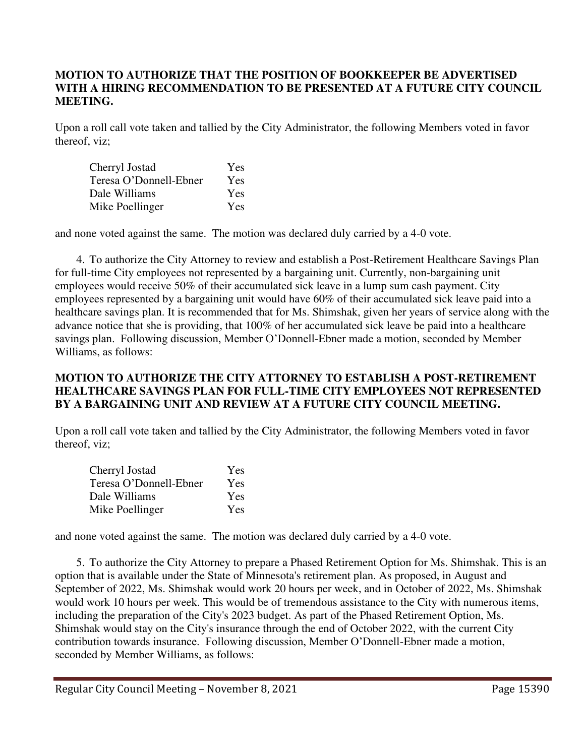**MOTION TO AUTHORIZE THAT THE POSITION OF BOOKKEEPER BE ADVERTISED WITH A HIRING RECOMMENDATION TO BE PRESENTED AT A FUTURE CITY COUNCIL MEETING.**

Upon a roll call vote taken and tallied by the City Administrator, the following Members voted in favor thereof, viz;

| | |
|---|---|
| Cherryl Jostad | Yes |
| Teresa O'Donnell-Ebner | Yes |
| Dale Williams | Yes |
| Mike Poellinger | Yes |

and none voted against the same. The motion was declared duly carried by a 4-0 vote.

4. To authorize the City Attorney to review and establish a Post-Retirement Healthcare Savings Plan for full-time City employees not represented by a bargaining unit. Currently, non-bargaining unit employees would receive 50% of their accumulated sick leave in a lump sum cash payment. City employees represented by a bargaining unit would have 60% of their accumulated sick leave paid into a healthcare savings plan. It is recommended that for Ms. Shimshak, given her years of service along with the advance notice that she is providing, that 100% of her accumulated sick leave be paid into a healthcare savings plan. Following discussion, Member O'Donnell-Ebner made a motion, seconded by Member Williams, as follows:

**MOTION TO AUTHORIZE THE CITY ATTORNEY TO ESTABLISH A POST-RETIREMENT HEALTHCARE SAVINGS PLAN FOR FULL-TIME CITY EMPLOYEES NOT REPRESENTED BY A BARGAINING UNIT AND REVIEW AT A FUTURE CITY COUNCIL MEETING.**

Upon a roll call vote taken and tallied by the City Administrator, the following Members voted in favor thereof, viz;

| | |
|---|---|
| Cherryl Jostad | Yes |
| Teresa O'Donnell-Ebner | Yes |
| Dale Williams | Yes |
| Mike Poellinger | Yes |

and none voted against the same. The motion was declared duly carried by a 4-0 vote.

5. To authorize the City Attorney to prepare a Phased Retirement Option for Ms. Shimshak. This is an option that is available under the State of Minnesota's retirement plan. As proposed, in August and September of 2022, Ms. Shimshak would work 20 hours per week, and in October of 2022, Ms. Shimshak would work 10 hours per week. This would be of tremendous assistance to the City with numerous items, including the preparation of the City's 2023 budget. As part of the Phased Retirement Option, Ms. Shimshak would stay on the City's insurance through the end of October 2022, with the current City contribution towards insurance. Following discussion, Member O'Donnell-Ebner made a motion, seconded by Member Williams, as follows: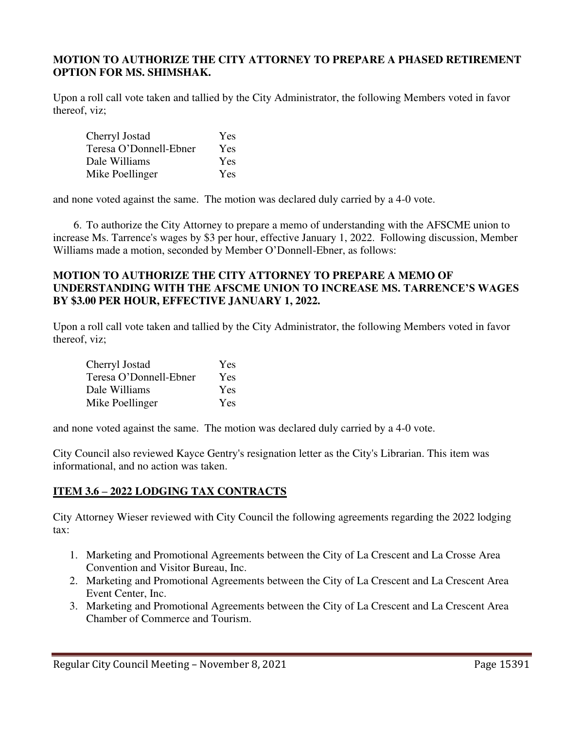**MOTION TO AUTHORIZE THE CITY ATTORNEY TO PREPARE A PHASED RETIREMENT OPTION FOR MS. SHIMSHAK.**

Upon a roll call vote taken and tallied by the City Administrator, the following Members voted in favor thereof, viz;

| | |
|---|---|
| Cherryl Jostad | Yes |
| Teresa O'Donnell-Ebner | Yes |
| Dale Williams | Yes |
| Mike Poellinger | Yes |

and none voted against the same. The motion was declared duly carried by a 4-0 vote.

6. To authorize the City Attorney to prepare a memo of understanding with the AFSCME union to increase Ms. Tarrence's wages by $3 per hour, effective January 1, 2022. Following discussion, Member Williams made a motion, seconded by Member O'Donnell-Ebner, as follows:

**MOTION TO AUTHORIZE THE CITY ATTORNEY TO PREPARE A MEMO OF UNDERSTANDING WITH THE AFSCME UNION TO INCREASE MS. TARRENCE'S WAGES BY $3.00 PER HOUR, EFFECTIVE JANUARY 1, 2022.**

Upon a roll call vote taken and tallied by the City Administrator, the following Members voted in favor thereof, viz;

| | |
|---|---|
| Cherryl Jostad | Yes |
| Teresa O'Donnell-Ebner | Yes |
| Dale Williams | Yes |
| Mike Poellinger | Yes |

and none voted against the same. The motion was declared duly carried by a 4-0 vote.

City Council also reviewed Kayce Gentry's resignation letter as the City's Librarian. This item was informational, and no action was taken.

## **ITEM 3.6 – 2022 LODGING TAX CONTRACTS**

City Attorney Wieser reviewed with City Council the following agreements regarding the 2022 lodging tax:

1. Marketing and Promotional Agreements between the City of La Crescent and La Crosse Area Convention and Visitor Bureau, Inc.
2. Marketing and Promotional Agreements between the City of La Crescent and La Crescent Area Event Center, Inc.
3. Marketing and Promotional Agreements between the City of La Crescent and La Crescent Area Chamber of Commerce and Tourism.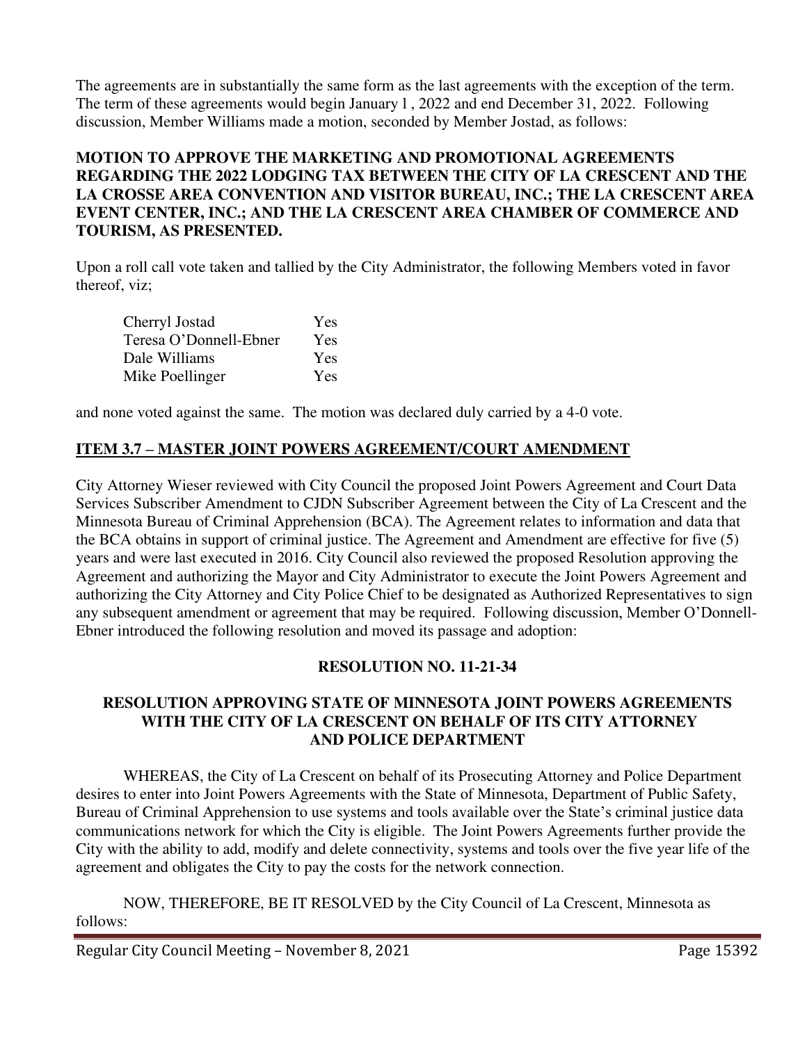The agreements are in substantially the same form as the last agreements with the exception of the term. The term of these agreements would begin January l , 2022 and end December 31, 2022. Following discussion, Member Williams made a motion, seconded by Member Jostad, as follows:

**MOTION TO APPROVE THE MARKETING AND PROMOTIONAL AGREEMENTS REGARDING THE 2022 LODGING TAX BETWEEN THE CITY OF LA CRESCENT AND THE LA CROSSE AREA CONVENTION AND VISITOR BUREAU, INC.; THE LA CRESCENT AREA EVENT CENTER, INC.; AND THE LA CRESCENT AREA CHAMBER OF COMMERCE AND TOURISM, AS PRESENTED.**

Upon a roll call vote taken and tallied by the City Administrator, the following Members voted in favor thereof, viz;

| | |
|---|---|
| Cherryl Jostad | Yes |
| Teresa O'Donnell-Ebner | Yes |
| Dale Williams | Yes |
| Mike Poellinger | Yes |

and none voted against the same. The motion was declared duly carried by a 4-0 vote.

## ITEM 3.7 – MASTER JOINT POWERS AGREEMENT/COURT AMENDMENT

City Attorney Wieser reviewed with City Council the proposed Joint Powers Agreement and Court Data Services Subscriber Amendment to CJDN Subscriber Agreement between the City of La Crescent and the Minnesota Bureau of Criminal Apprehension (BCA). The Agreement relates to information and data that the BCA obtains in support of criminal justice. The Agreement and Amendment are effective for five (5) years and were last executed in 2016. City Council also reviewed the proposed Resolution approving the Agreement and authorizing the Mayor and City Administrator to execute the Joint Powers Agreement and authorizing the City Attorney and City Police Chief to be designated as Authorized Representatives to sign any subsequent amendment or agreement that may be required. Following discussion, Member O'Donnell-Ebner introduced the following resolution and moved its passage and adoption:

**RESOLUTION NO. 11-21-34**

**RESOLUTION APPROVING STATE OF MINNESOTA JOINT POWERS AGREEMENTS WITH THE CITY OF LA CRESCENT ON BEHALF OF ITS CITY ATTORNEY AND POLICE DEPARTMENT**

WHEREAS, the City of La Crescent on behalf of its Prosecuting Attorney and Police Department desires to enter into Joint Powers Agreements with the State of Minnesota, Department of Public Safety, Bureau of Criminal Apprehension to use systems and tools available over the State's criminal justice data communications network for which the City is eligible. The Joint Powers Agreements further provide the City with the ability to add, modify and delete connectivity, systems and tools over the five year life of the agreement and obligates the City to pay the costs for the network connection.

NOW, THEREFORE, BE IT RESOLVED by the City Council of La Crescent, Minnesota as follows: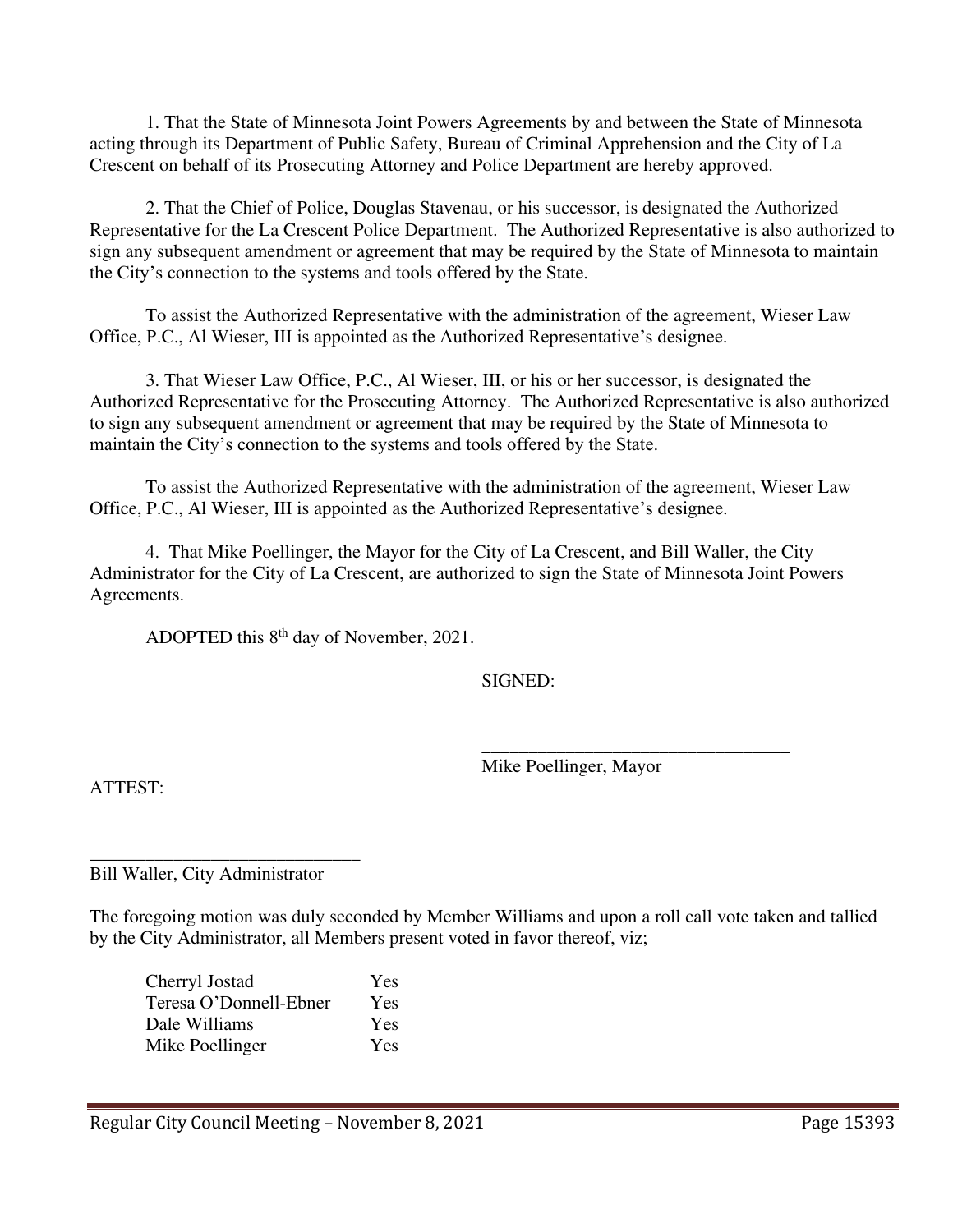1. That the State of Minnesota Joint Powers Agreements by and between the State of Minnesota acting through its Department of Public Safety, Bureau of Criminal Apprehension and the City of La Crescent on behalf of its Prosecuting Attorney and Police Department are hereby approved.

2. That the Chief of Police, Douglas Stavenau, or his successor, is designated the Authorized Representative for the La Crescent Police Department. The Authorized Representative is also authorized to sign any subsequent amendment or agreement that may be required by the State of Minnesota to maintain the City's connection to the systems and tools offered by the State.

To assist the Authorized Representative with the administration of the agreement, Wieser Law Office, P.C., Al Wieser, III is appointed as the Authorized Representative's designee.

3. That Wieser Law Office, P.C., Al Wieser, III, or his or her successor, is designated the Authorized Representative for the Prosecuting Attorney. The Authorized Representative is also authorized to sign any subsequent amendment or agreement that may be required by the State of Minnesota to maintain the City's connection to the systems and tools offered by the State.

To assist the Authorized Representative with the administration of the agreement, Wieser Law Office, P.C., Al Wieser, III is appointed as the Authorized Representative's designee.

4. That Mike Poellinger, the Mayor for the City of La Crescent, and Bill Waller, the City Administrator for the City of La Crescent, are authorized to sign the State of Minnesota Joint Powers Agreements.

ADOPTED this 8th day of November, 2021.

SIGNED:

\_\_\_\_\_\_\_\_\_\_\_\_\_\_\_\_\_\_\_\_\_\_\_\_\_\_\_\_\_\_\_\_\_\_
Mike Poellinger, Mayor

ATTEST:

\_\_\_\_\_\_\_\_\_\_\_\_\_\_\_\_\_\_\_\_\_\_\_\_\_\_\_\_\_\_
Bill Waller, City Administrator

The foregoing motion was duly seconded by Member Williams and upon a roll call vote taken and tallied by the City Administrator, all Members present voted in favor thereof, viz;

| | |
|---|---|
| Cherryl Jostad | Yes |
| Teresa O'Donnell-Ebner | Yes |
| Dale Williams | Yes |
| Mike Poellinger | Yes |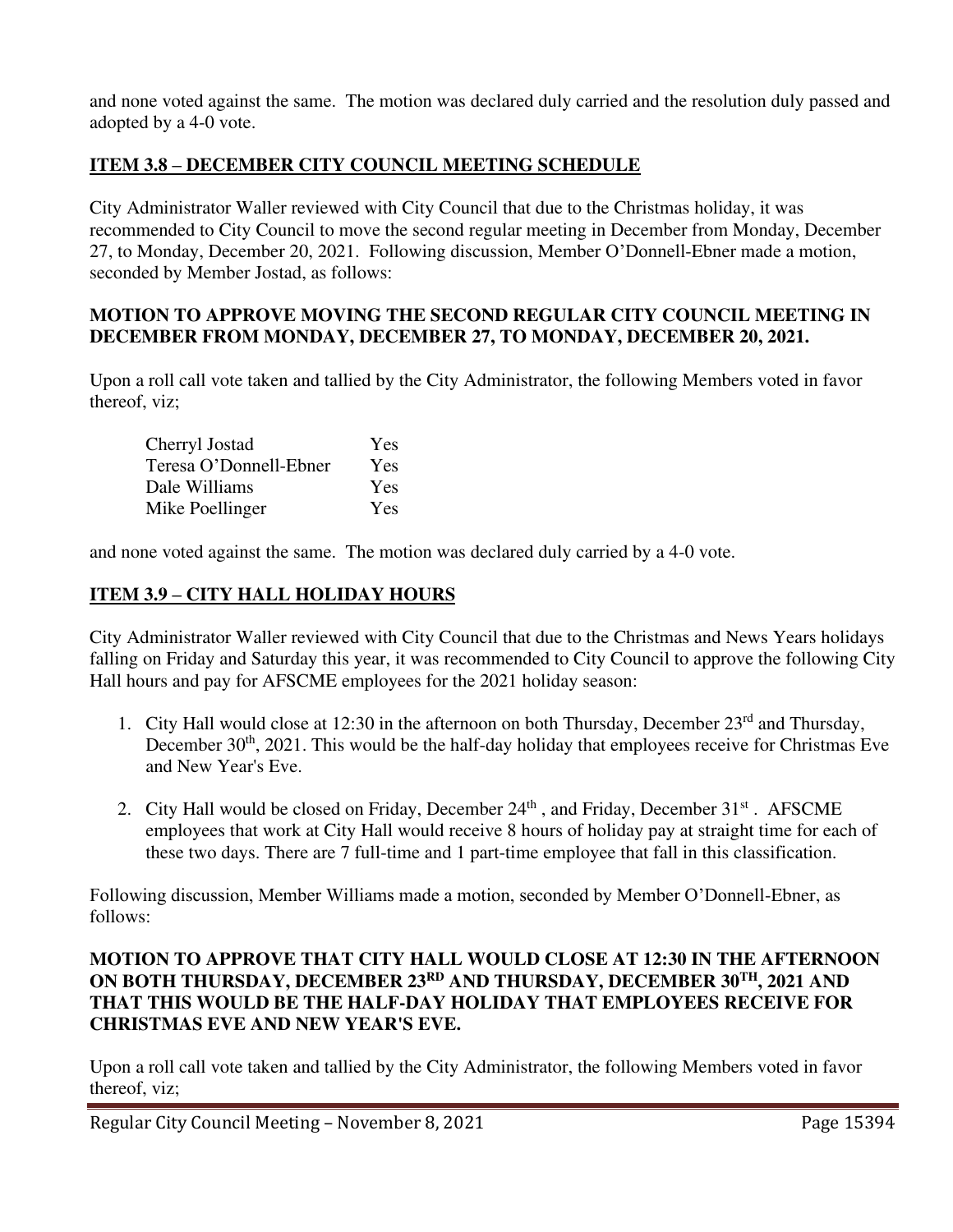and none voted against the same. The motion was declared duly carried and the resolution duly passed and adopted by a 4-0 vote.

## ITEM 3.8 – DECEMBER CITY COUNCIL MEETING SCHEDULE

City Administrator Waller reviewed with City Council that due to the Christmas holiday, it was recommended to City Council to move the second regular meeting in December from Monday, December 27, to Monday, December 20, 2021. Following discussion, Member O'Donnell-Ebner made a motion, seconded by Member Jostad, as follows:

**MOTION TO APPROVE MOVING THE SECOND REGULAR CITY COUNCIL MEETING IN DECEMBER FROM MONDAY, DECEMBER 27, TO MONDAY, DECEMBER 20, 2021.**

Upon a roll call vote taken and tallied by the City Administrator, the following Members voted in favor thereof, viz;

| | |
|---|---|
| Cherryl Jostad | Yes |
| Teresa O'Donnell-Ebner | Yes |
| Dale Williams | Yes |
| Mike Poellinger | Yes |

and none voted against the same. The motion was declared duly carried by a 4-0 vote.

## ITEM 3.9 – CITY HALL HOLIDAY HOURS

City Administrator Waller reviewed with City Council that due to the Christmas and News Years holidays falling on Friday and Saturday this year, it was recommended to City Council to approve the following City Hall hours and pay for AFSCME employees for the 2021 holiday season:

1. City Hall would close at 12:30 in the afternoon on both Thursday, December 23rd and Thursday, December 30th, 2021. This would be the half-day holiday that employees receive for Christmas Eve and New Year's Eve.
2. City Hall would be closed on Friday, December 24th , and Friday, December 31st . AFSCME employees that work at City Hall would receive 8 hours of holiday pay at straight time for each of these two days. There are 7 full-time and 1 part-time employee that fall in this classification.

Following discussion, Member Williams made a motion, seconded by Member O'Donnell-Ebner, as follows:

**MOTION TO APPROVE THAT CITY HALL WOULD CLOSE AT 12:30 IN THE AFTERNOON ON BOTH THURSDAY, DECEMBER 23RD AND THURSDAY, DECEMBER 30TH, 2021 AND THAT THIS WOULD BE THE HALF-DAY HOLIDAY THAT EMPLOYEES RECEIVE FOR CHRISTMAS EVE AND NEW YEAR'S EVE.**

Upon a roll call vote taken and tallied by the City Administrator, the following Members voted in favor thereof, viz;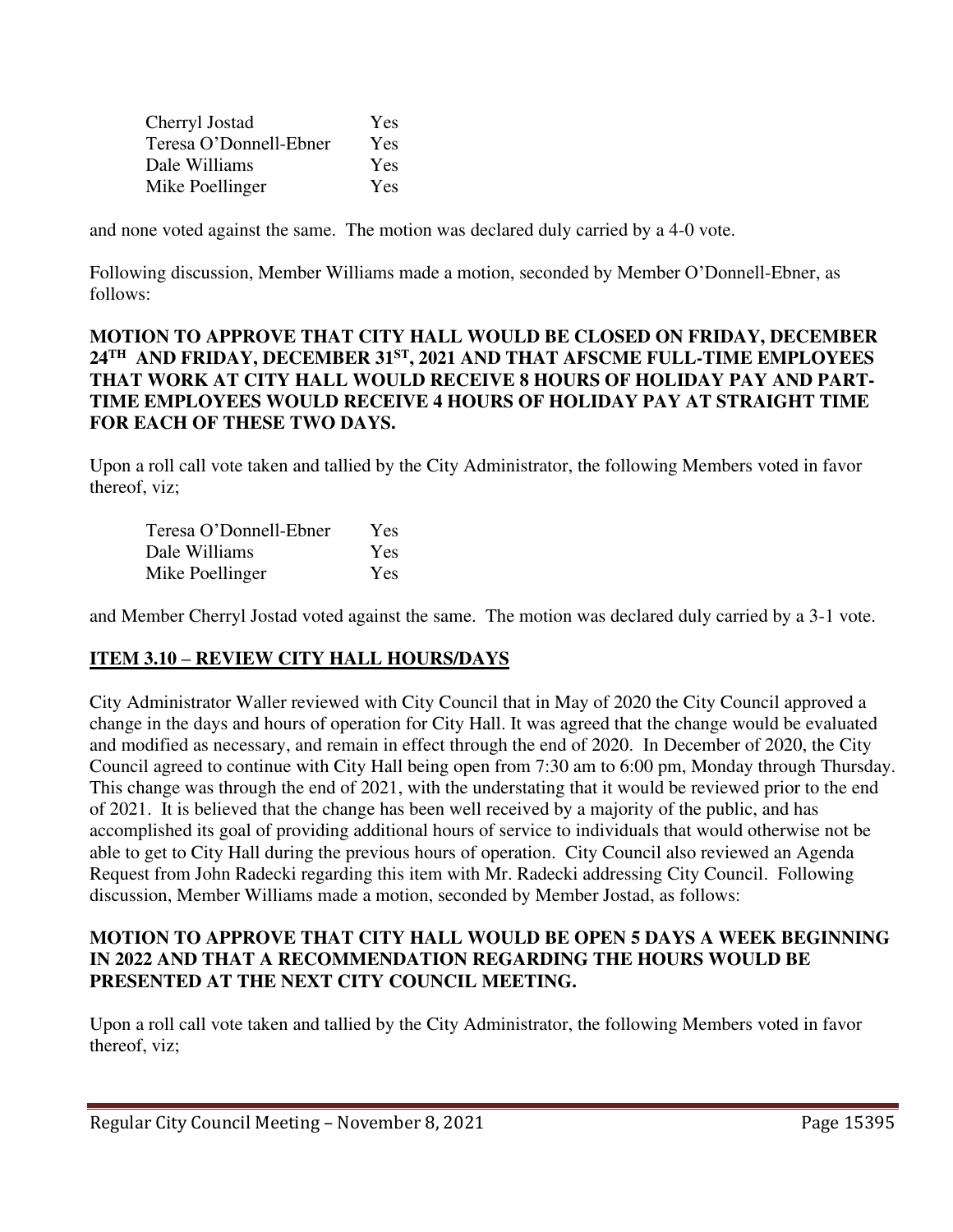| | |
|---|---|
| Cherryl Jostad | Yes |
| Teresa O'Donnell-Ebner | Yes |
| Dale Williams | Yes |
| Mike Poellinger | Yes |

and none voted against the same. The motion was declared duly carried by a 4-0 vote.

Following discussion, Member Williams made a motion, seconded by Member O'Donnell-Ebner, as follows:

**MOTION TO APPROVE THAT CITY HALL WOULD BE CLOSED ON FRIDAY, DECEMBER 24TH AND FRIDAY, DECEMBER 31ST, 2021 AND THAT AFSCME FULL-TIME EMPLOYEES THAT WORK AT CITY HALL WOULD RECEIVE 8 HOURS OF HOLIDAY PAY AND PART-TIME EMPLOYEES WOULD RECEIVE 4 HOURS OF HOLIDAY PAY AT STRAIGHT TIME FOR EACH OF THESE TWO DAYS.**

Upon a roll call vote taken and tallied by the City Administrator, the following Members voted in favor thereof, viz;

| | |
|---|---|
| Teresa O'Donnell-Ebner | Yes |
| Dale Williams | Yes |
| Mike Poellinger | Yes |

and Member Cherryl Jostad voted against the same. The motion was declared duly carried by a 3-1 vote.

## ITEM 3.10 – REVIEW CITY HALL HOURS/DAYS

City Administrator Waller reviewed with City Council that in May of 2020 the City Council approved a change in the days and hours of operation for City Hall. It was agreed that the change would be evaluated and modified as necessary, and remain in effect through the end of 2020. In December of 2020, the City Council agreed to continue with City Hall being open from 7:30 am to 6:00 pm, Monday through Thursday. This change was through the end of 2021, with the understating that it would be reviewed prior to the end of 2021. It is believed that the change has been well received by a majority of the public, and has accomplished its goal of providing additional hours of service to individuals that would otherwise not be able to get to City Hall during the previous hours of operation. City Council also reviewed an Agenda Request from John Radecki regarding this item with Mr. Radecki addressing City Council. Following discussion, Member Williams made a motion, seconded by Member Jostad, as follows:

**MOTION TO APPROVE THAT CITY HALL WOULD BE OPEN 5 DAYS A WEEK BEGINNING IN 2022 AND THAT A RECOMMENDATION REGARDING THE HOURS WOULD BE PRESENTED AT THE NEXT CITY COUNCIL MEETING.**

Upon a roll call vote taken and tallied by the City Administrator, the following Members voted in favor thereof, viz;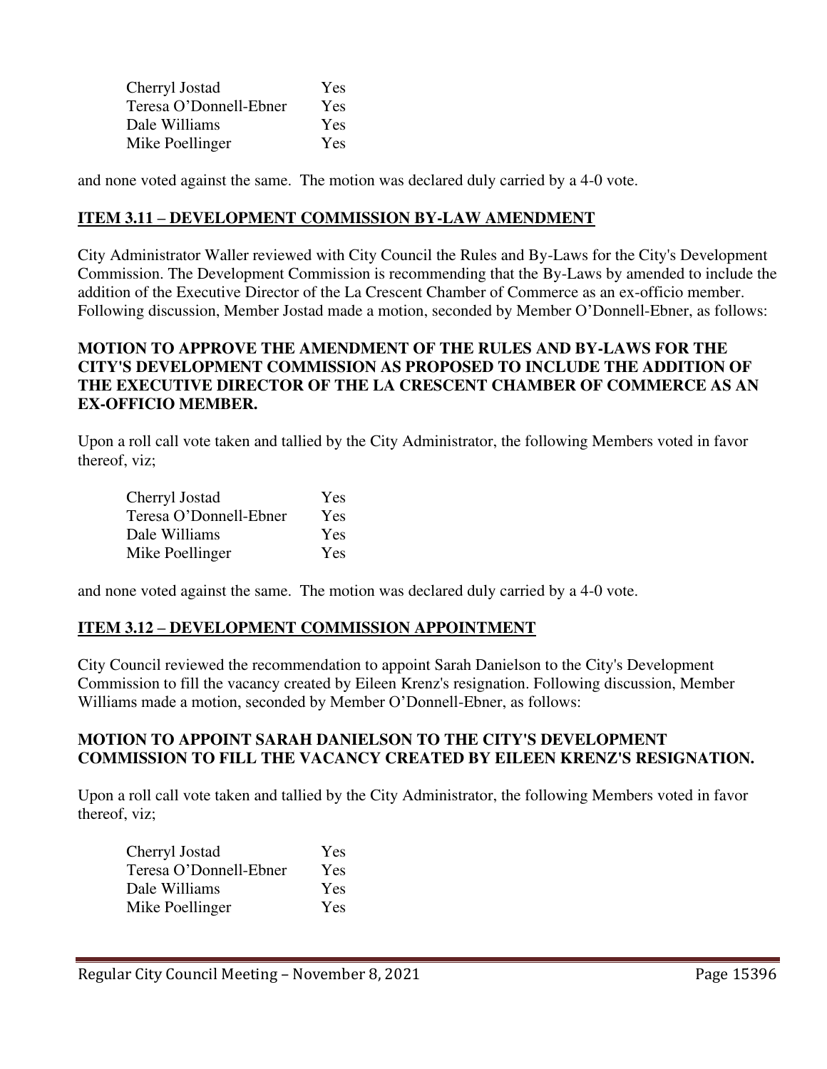| | |
|---|---|
| Cherryl Jostad | Yes |
| Teresa O'Donnell-Ebner | Yes |
| Dale Williams | Yes |
| Mike Poellinger | Yes |

and none voted against the same. The motion was declared duly carried by a 4-0 vote.

## ITEM 3.11 – DEVELOPMENT COMMISSION BY-LAW AMENDMENT

City Administrator Waller reviewed with City Council the Rules and By-Laws for the City's Development Commission. The Development Commission is recommending that the By-Laws by amended to include the addition of the Executive Director of the La Crescent Chamber of Commerce as an ex-officio member. Following discussion, Member Jostad made a motion, seconded by Member O'Donnell-Ebner, as follows:

**MOTION TO APPROVE THE AMENDMENT OF THE RULES AND BY-LAWS FOR THE CITY'S DEVELOPMENT COMMISSION AS PROPOSED TO INCLUDE THE ADDITION OF THE EXECUTIVE DIRECTOR OF THE LA CRESCENT CHAMBER OF COMMERCE AS AN EX-OFFICIO MEMBER.**

Upon a roll call vote taken and tallied by the City Administrator, the following Members voted in favor thereof, viz;

| | |
|---|---|
| Cherryl Jostad | Yes |
| Teresa O'Donnell-Ebner | Yes |
| Dale Williams | Yes |
| Mike Poellinger | Yes |

and none voted against the same. The motion was declared duly carried by a 4-0 vote.

## ITEM 3.12 – DEVELOPMENT COMMISSION APPOINTMENT

City Council reviewed the recommendation to appoint Sarah Danielson to the City's Development Commission to fill the vacancy created by Eileen Krenz's resignation. Following discussion, Member Williams made a motion, seconded by Member O'Donnell-Ebner, as follows:

**MOTION TO APPOINT SARAH DANIELSON TO THE CITY'S DEVELOPMENT COMMISSION TO FILL THE VACANCY CREATED BY EILEEN KRENZ'S RESIGNATION.**

Upon a roll call vote taken and tallied by the City Administrator, the following Members voted in favor thereof, viz;

| | |
|---|---|
| Cherryl Jostad | Yes |
| Teresa O'Donnell-Ebner | Yes |
| Dale Williams | Yes |
| Mike Poellinger | Yes |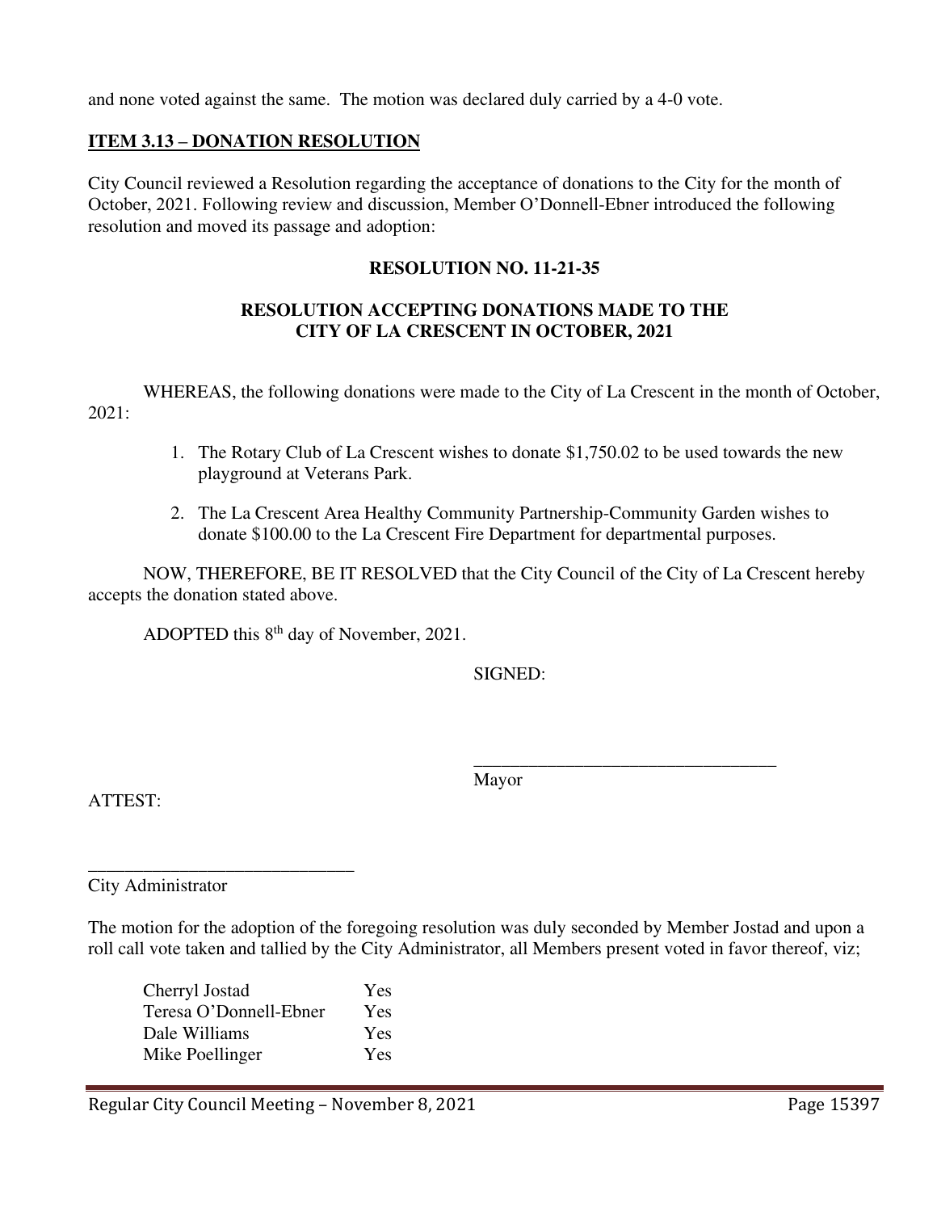and none voted against the same. The motion was declared duly carried by a 4-0 vote.

**ITEM 3.13 – DONATION RESOLUTION**

City Council reviewed a Resolution regarding the acceptance of donations to the City for the month of October, 2021. Following review and discussion, Member O'Donnell-Ebner introduced the following resolution and moved its passage and adoption:

**RESOLUTION NO. 11-21-35**

**RESOLUTION ACCEPTING DONATIONS MADE TO THE CITY OF LA CRESCENT IN OCTOBER, 2021**

WHEREAS, the following donations were made to the City of La Crescent in the month of October, 2021:

1. The Rotary Club of La Crescent wishes to donate $1,750.02 to be used towards the new playground at Veterans Park.
2. The La Crescent Area Healthy Community Partnership-Community Garden wishes to donate $100.00 to the La Crescent Fire Department for departmental purposes.

NOW, THEREFORE, BE IT RESOLVED that the City Council of the City of La Crescent hereby accepts the donation stated above.

ADOPTED this 8th day of November, 2021.

SIGNED:

\_\_\_\_\_\_\_\_\_\_\_\_\_\_\_\_\_\_\_\_\_\_\_\_\_\_\_\_\_\_\_\_\_\_
Mayor

ATTEST:

\_\_\_\_\_\_\_\_\_\_\_\_\_\_\_\_\_\_\_\_\_\_\_\_\_\_\_\_\_\_
City Administrator

The motion for the adoption of the foregoing resolution was duly seconded by Member Jostad and upon a roll call vote taken and tallied by the City Administrator, all Members present voted in favor thereof, viz;

| | |
|---|---|
| Cherryl Jostad | Yes |
| Teresa O'Donnell-Ebner | Yes |
| Dale Williams | Yes |
| Mike Poellinger | Yes |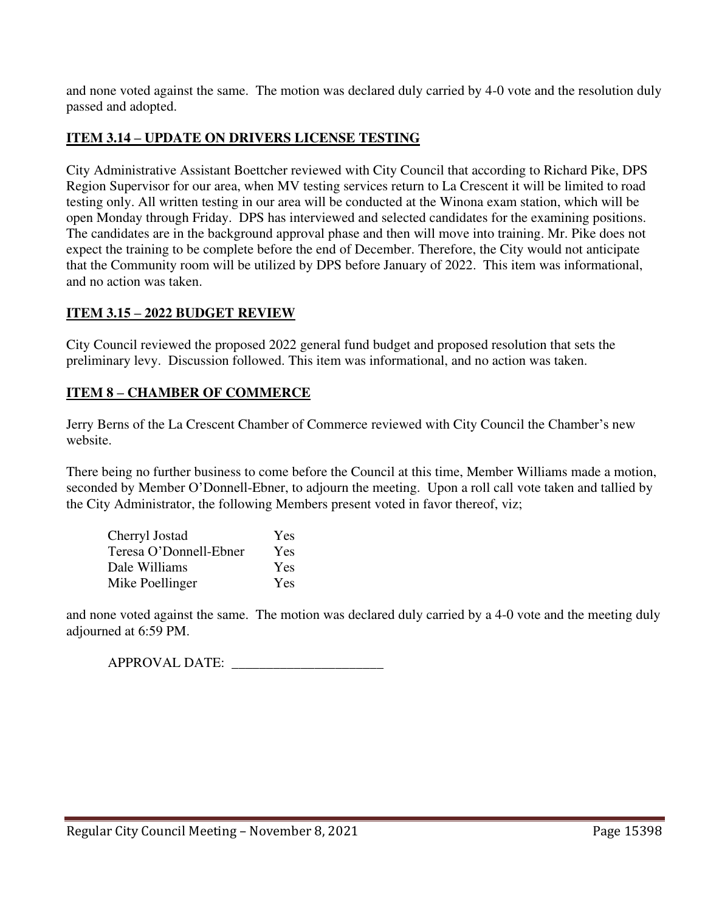and none voted against the same. The motion was declared duly carried by 4-0 vote and the resolution duly passed and adopted.

**ITEM 3.14 – UPDATE ON DRIVERS LICENSE TESTING**

City Administrative Assistant Boettcher reviewed with City Council that according to Richard Pike, DPS Region Supervisor for our area, when MV testing services return to La Crescent it will be limited to road testing only. All written testing in our area will be conducted at the Winona exam station, which will be open Monday through Friday. DPS has interviewed and selected candidates for the examining positions. The candidates are in the background approval phase and then will move into training. Mr. Pike does not expect the training to be complete before the end of December. Therefore, the City would not anticipate that the Community room will be utilized by DPS before January of 2022. This item was informational, and no action was taken.

**ITEM 3.15 – 2022 BUDGET REVIEW**

City Council reviewed the proposed 2022 general fund budget and proposed resolution that sets the preliminary levy. Discussion followed. This item was informational, and no action was taken.

**ITEM 8 – CHAMBER OF COMMERCE**

Jerry Berns of the La Crescent Chamber of Commerce reviewed with City Council the Chamber's new website.

There being no further business to come before the Council at this time, Member Williams made a motion, seconded by Member O'Donnell-Ebner, to adjourn the meeting. Upon a roll call vote taken and tallied by the City Administrator, the following Members present voted in favor thereof, viz;

| | |
|---|---|
| Cherryl Jostad | Yes |
| Teresa O'Donnell-Ebner | Yes |
| Dale Williams | Yes |
| Mike Poellinger | Yes |

and none voted against the same. The motion was declared duly carried by a 4-0 vote and the meeting duly adjourned at 6:59 PM.

APPROVAL DATE: ______________________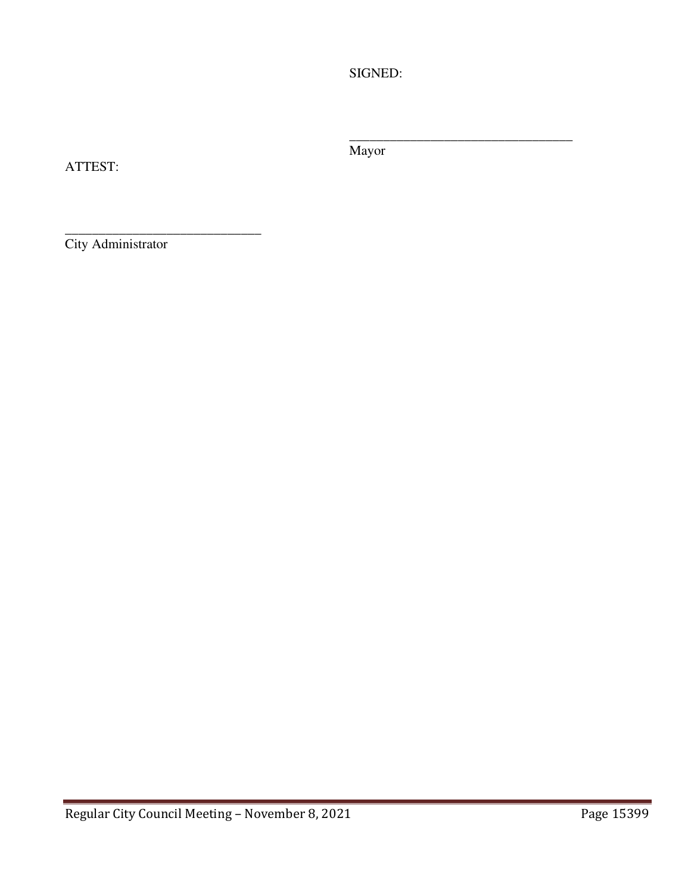SIGNED:

\_\_\_\_\_\_\_\_\_\_\_\_\_\_\_\_\_\_\_\_\_\_\_\_\_\_\_\_\_\_\_\_\_\_\_\_
Mayor

ATTEST:

\_\_\_\_\_\_\_\_\_\_\_\_\_\_\_\_\_\_\_\_\_\_\_\_\_\_\_\_\_\_\_\_
City Administrator